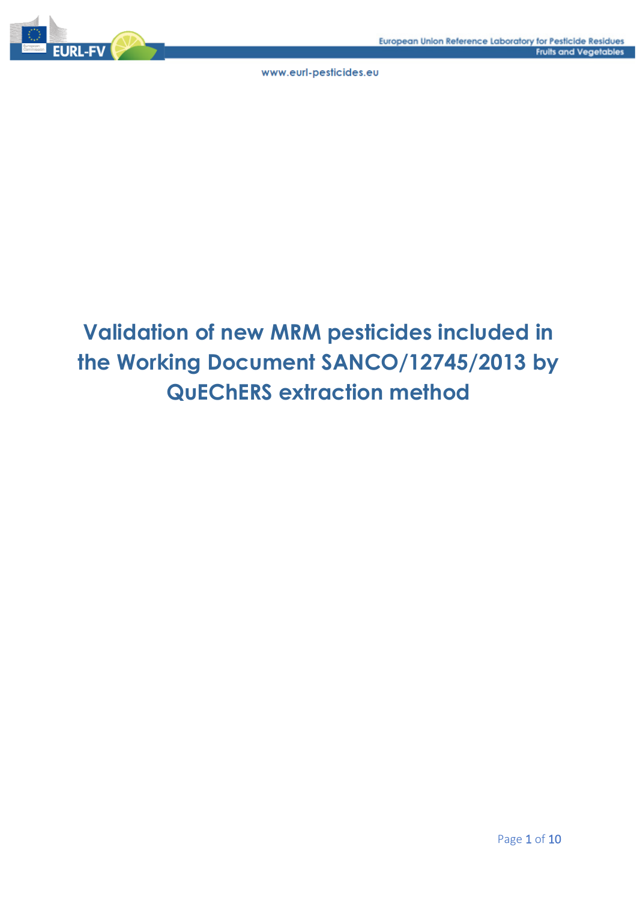# Validation of new MRM pesticides included in the Working Document SANCO/12745/2013 by QuEChERS extraction method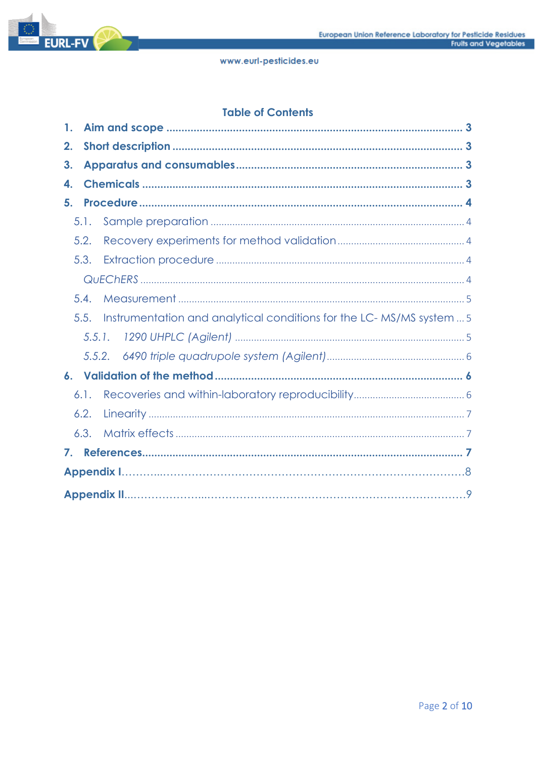## Table of Contents

1. **Aim and scope** ........................................................................................ 3
2. **Short description** ..................................................................................... 3
3. **Apparatus and consumables** ....................................................................... 3
4. **Chemicals** ................................................................................................ 3
5. **Procedure** ................................................................................................ 4
   - 5.1. Sample preparation ............................................................................ 4
   - 5.2. Recovery experiments for method validation ......................................... 4
   - 5.3. Extraction procedure ........................................................................... 4
     - *QuEChERS* ............................................................................................ 4
   - 5.4. Measurement ..................................................................................... 5
   - 5.5. Instrumentation and analytical conditions for the LC- MS/MS system ... 5
     - *5.5.1. 1290 UHPLC (Agilent)* ................................................................. 5
     - *5.5.2. 6490 triple quadrupole system (Agilent)* ........................................ 6
6. **Validation of the method** ........................................................................... 6
   - 6.1. Recoveries and within-laboratory reproducibility ...................................... 6
   - 6.2. Linearity ........................................................................................... 7
   - 6.3. Matrix effects ..................................................................................... 7
7. **References**................................................................................................. 7

**Appendix I**..........................................................................................8

**Appendix II**........................................................................................9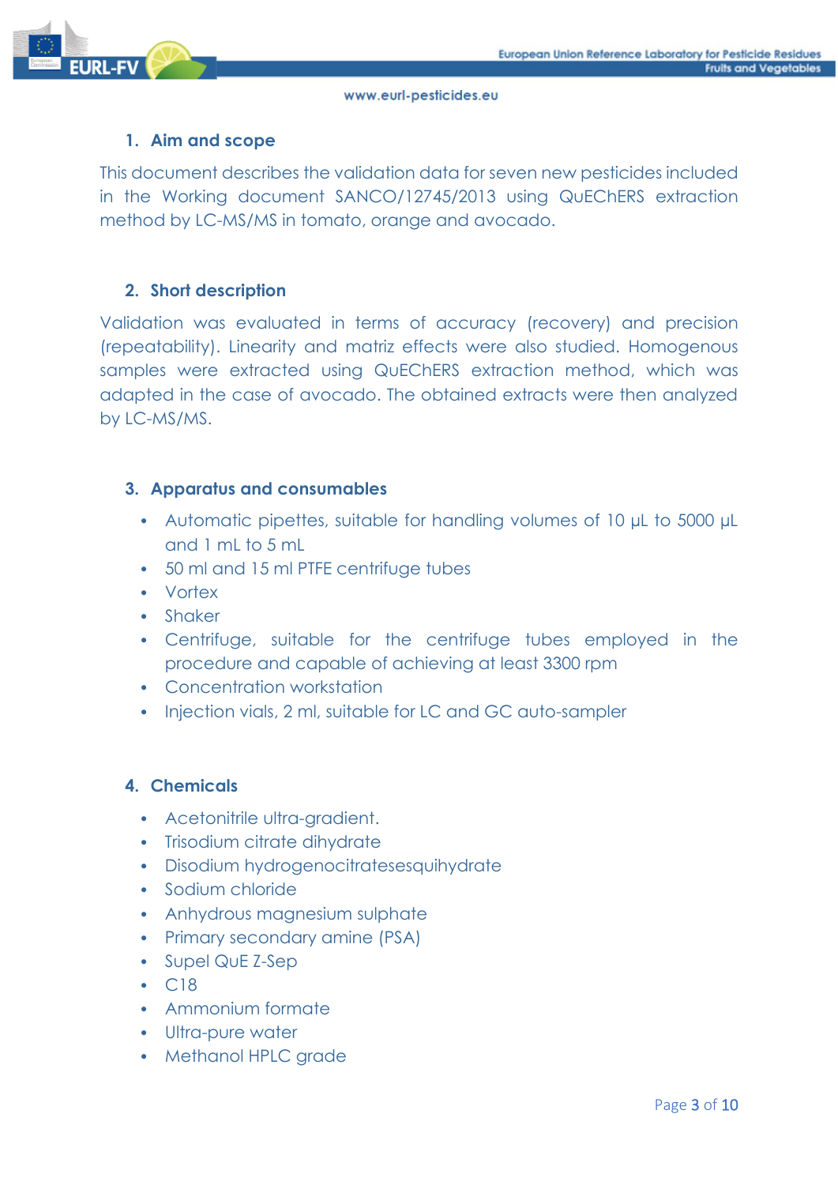## 1. Aim and scope

This document describes the validation data for seven new pesticides included in the Working document SANCO/12745/2013 using QuEChERS extraction method by LC-MS/MS in tomato, orange and avocado.

## 2. Short description

Validation was evaluated in terms of accuracy (recovery) and precision (repeatability). Linearity and matriz effects were also studied. Homogenous samples were extracted using QuEChERS extraction method, which was adapted in the case of avocado. The obtained extracts were then analyzed by LC-MS/MS.

## 3. Apparatus and consumables

- Automatic pipettes, suitable for handling volumes of 10 μL to 5000 μL and 1 mL to 5 mL
- 50 ml and 15 ml PTFE centrifuge tubes
- Vortex
- Shaker
- Centrifuge, suitable for the centrifuge tubes employed in the procedure and capable of achieving at least 3300 rpm
- Concentration workstation
- Injection vials, 2 ml, suitable for LC and GC auto-sampler

## 4. Chemicals

- Acetonitrile ultra-gradient.
- Trisodium citrate dihydrate
- Disodium hydrogenocitratesesquihydrate
- Sodium chloride
- Anhydrous magnesium sulphate
- Primary secondary amine (PSA)
- Supel QuE Z-Sep
- C18
- Ammonium formate
- Ultra-pure water
- Methanol HPLC grade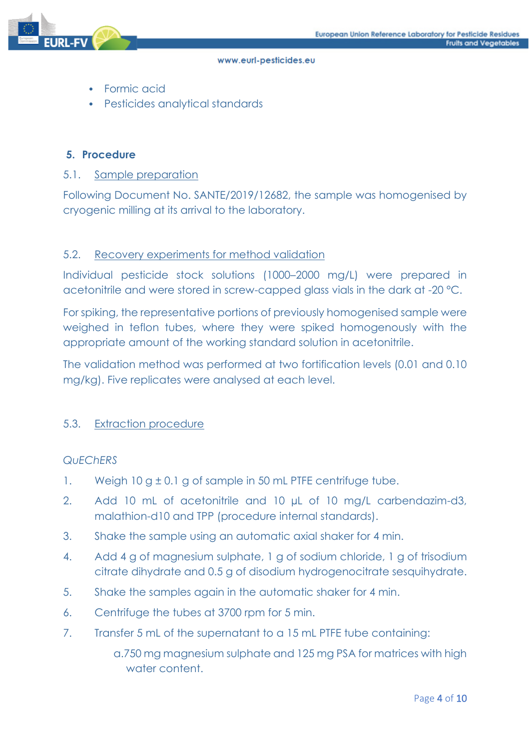- Formic acid
- Pesticides analytical standards

## 5. Procedure

### 5.1. Sample preparation

Following Document No. SANTE/2019/12682, the sample was homogenised by cryogenic milling at its arrival to the laboratory.

### 5.2. Recovery experiments for method validation

Individual pesticide stock solutions (1000–2000 mg/L) were prepared in acetonitrile and were stored in screw-capped glass vials in the dark at -20 °C.

For spiking, the representative portions of previously homogenised sample were weighed in teflon tubes, where they were spiked homogenously with the appropriate amount of the working standard solution in acetonitrile.

The validation method was performed at two fortification levels (0.01 and 0.10 mg/kg). Five replicates were analysed at each level.

### 5.3. Extraction procedure

*QuEChERS*

1. Weigh 10 g ± 0.1 g of sample in 50 mL PTFE centrifuge tube.
2. Add 10 mL of acetonitrile and 10 µL of 10 mg/L carbendazim-d3, malathion-d10 and TPP (procedure internal standards).
3. Shake the sample using an automatic axial shaker for 4 min.
4. Add 4 g of magnesium sulphate, 1 g of sodium chloride, 1 g of trisodium citrate dihydrate and 0.5 g of disodium hydrogenocitrate sesquihydrate.
5. Shake the samples again in the automatic shaker for 4 min.
6. Centrifuge the tubes at 3700 rpm for 5 min.
7. Transfer 5 mL of the supernatant to a 15 mL PTFE tube containing:
   a. 750 mg magnesium sulphate and 125 mg PSA for matrices with high water content.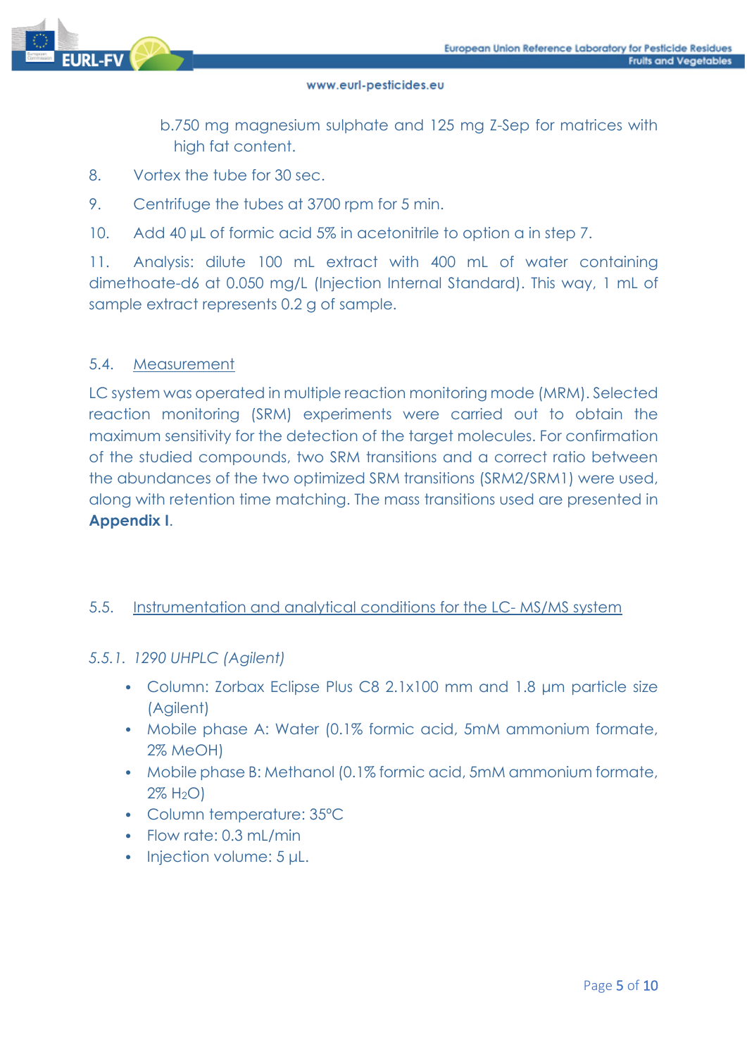b.750 mg magnesium sulphate and 125 mg Z-Sep for matrices with high fat content.

8. Vortex the tube for 30 sec.

9. Centrifuge the tubes at 3700 rpm for 5 min.

10. Add 40 µL of formic acid 5% in acetonitrile to option a in step 7.

11. Analysis: dilute 100 mL extract with 400 mL of water containing dimethoate-d6 at 0.050 mg/L (Injection Internal Standard). This way, 1 mL of sample extract represents 0.2 g of sample.

### 5.4. Measurement

LC system was operated in multiple reaction monitoring mode (MRM). Selected reaction monitoring (SRM) experiments were carried out to obtain the maximum sensitivity for the detection of the target molecules. For confirmation of the studied compounds, two SRM transitions and a correct ratio between the abundances of the two optimized SRM transitions (SRM2/SRM1) were used, along with retention time matching. The mass transitions used are presented in **Appendix I**.

### 5.5. Instrumentation and analytical conditions for the LC- MS/MS system

#### *5.5.1. 1290 UHPLC (Agilent)*

- Column: Zorbax Eclipse Plus C8 2.1x100 mm and 1.8 µm particle size (Agilent)
- Mobile phase A: Water (0.1% formic acid, 5mM ammonium formate, 2% MeOH)
- Mobile phase B: Methanol (0.1% formic acid, 5mM ammonium formate, 2% $H_2O$)
- Column temperature: 35°C
- Flow rate: 0.3 mL/min
- Injection volume: 5 µL.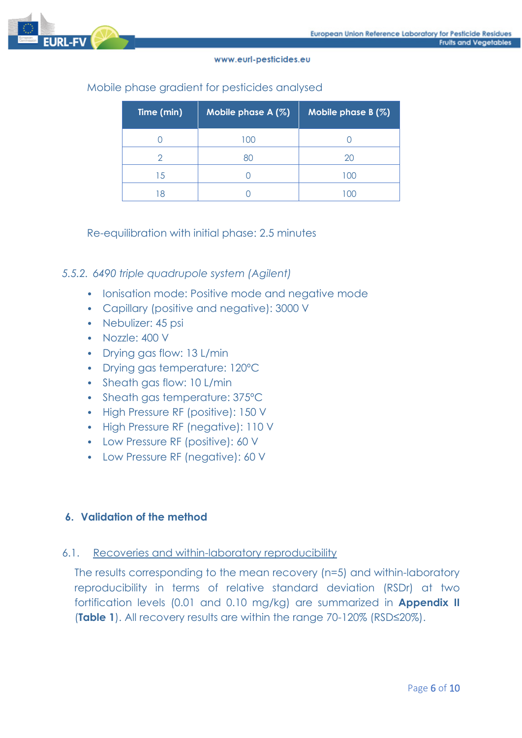Mobile phase gradient for pesticides analysed

| Time (min) | Mobile phase A (%) | Mobile phase B (%) |
|---|---|---|
| 0 | 100 | 0 |
| 2 | 80 | 20 |
| 15 | 0 | 100 |
| 18 | 0 | 100 |

Re-equilibration with initial phase: 2.5 minutes

### *5.5.2. 6490 triple quadrupole system (Agilent)*

- Ionisation mode: Positive mode and negative mode
- Capillary (positive and negative): 3000 V
- Nebulizer: 45 psi
- Nozzle: 400 V
- Drying gas flow: 13 L/min
- Drying gas temperature: 120°C
- Sheath gas flow: 10 L/min
- Sheath gas temperature: 375°C
- High Pressure RF (positive): 150 V
- High Pressure RF (negative): 110 V
- Low Pressure RF (positive): 60 V
- Low Pressure RF (negative): 60 V

## 6. Validation of the method

### 6.1. Recoveries and within-laboratory reproducibility

The results corresponding to the mean recovery (n=5) and within-laboratory reproducibility in terms of relative standard deviation (RSDr) at two fortification levels (0.01 and 0.10 mg/kg) are summarized in **Appendix II** (**Table 1**). All recovery results are within the range 70-120% (RSD≤20%).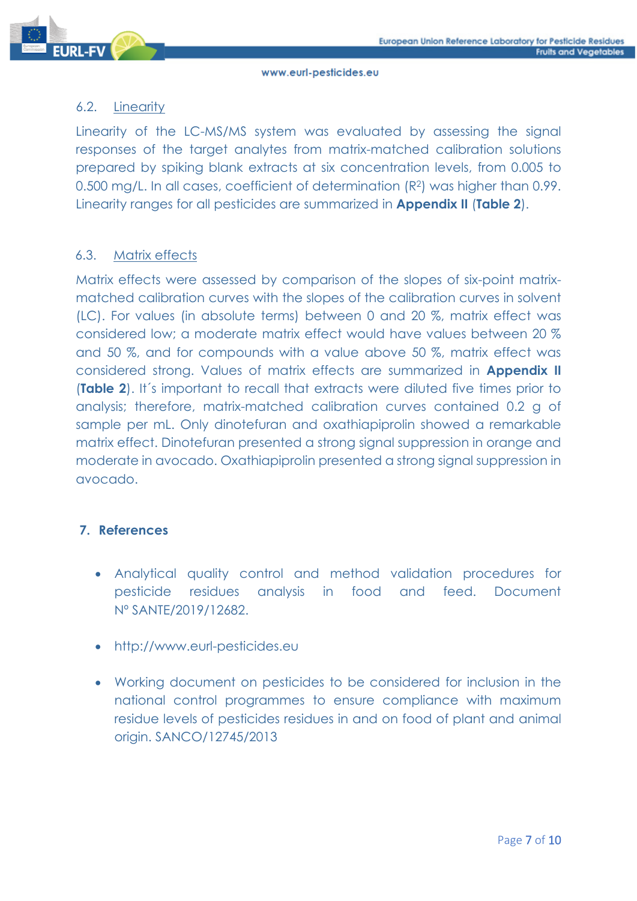### 6.2. Linearity

Linearity of the LC-MS/MS system was evaluated by assessing the signal responses of the target analytes from matrix-matched calibration solutions prepared by spiking blank extracts at six concentration levels, from 0.005 to 0.500 mg/L. In all cases, coefficient of determination ($R^2$) was higher than 0.99. Linearity ranges for all pesticides are summarized in **Appendix II** (**Table 2**).

### 6.3. Matrix effects

Matrix effects were assessed by comparison of the slopes of six-point matrix-matched calibration curves with the slopes of the calibration curves in solvent (LC). For values (in absolute terms) between 0 and 20 %, matrix effect was considered low; a moderate matrix effect would have values between 20 % and 50 %, and for compounds with a value above 50 %, matrix effect was considered strong. Values of matrix effects are summarized in **Appendix II** (**Table 2**). It´s important to recall that extracts were diluted five times prior to analysis; therefore, matrix-matched calibration curves contained 0.2 g of sample per mL. Only dinotefuran and oxathiapiprolin showed a remarkable matrix effect. Dinotefuran presented a strong signal suppression in orange and moderate in avocado. Oxathiapiprolin presented a strong signal suppression in avocado.

## 7. References

- Analytical quality control and method validation procedures for pesticide residues analysis in food and feed. Document N° SANTE/2019/12682.
- http://www.eurl-pesticides.eu
- Working document on pesticides to be considered for inclusion in the national control programmes to ensure compliance with maximum residue levels of pesticides residues in and on food of plant and animal origin. SANCO/12745/2013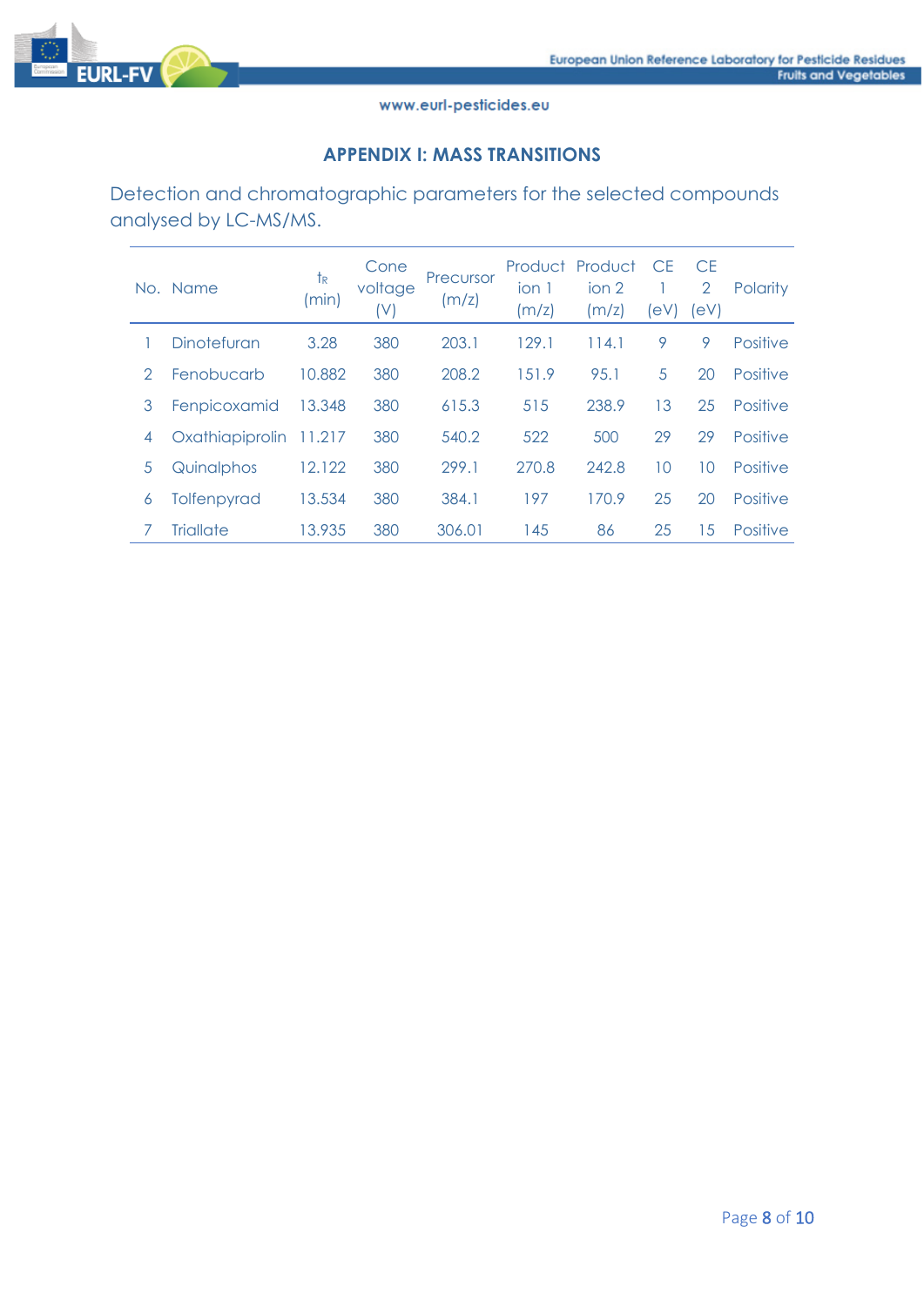## APPENDIX I: MASS TRANSITIONS

Detection and chromatographic parameters for the selected compounds analysed by LC-MS/MS.

| No. | Name | $t_R$ (min) | Cone voltage (V) | Precursor (m/z) | Product ion 1 (m/z) | Product ion 2 (m/z) | CE 1 (eV) | CE 2 (eV) | Polarity |
|---|---|---|---|---|---|---|---|---|---|
| 1 | Dinotefuran | 3.28 | 380 | 203.1 | 129.1 | 114.1 | 9 | 9 | Positive |
| 2 | Fenobucarb | 10.882 | 380 | 208.2 | 151.9 | 95.1 | 5 | 20 | Positive |
| 3 | Fenpicoxamid | 13.348 | 380 | 615.3 | 515 | 238.9 | 13 | 25 | Positive |
| 4 | Oxathiapiprolin | 11.217 | 380 | 540.2 | 522 | 500 | 29 | 29 | Positive |
| 5 | Quinalphos | 12.122 | 380 | 299.1 | 270.8 | 242.8 | 10 | 10 | Positive |
| 6 | Tolfenpyrad | 13.534 | 380 | 384.1 | 197 | 170.9 | 25 | 20 | Positive |
| 7 | Triallate | 13.935 | 380 | 306.01 | 145 | 86 | 25 | 15 | Positive |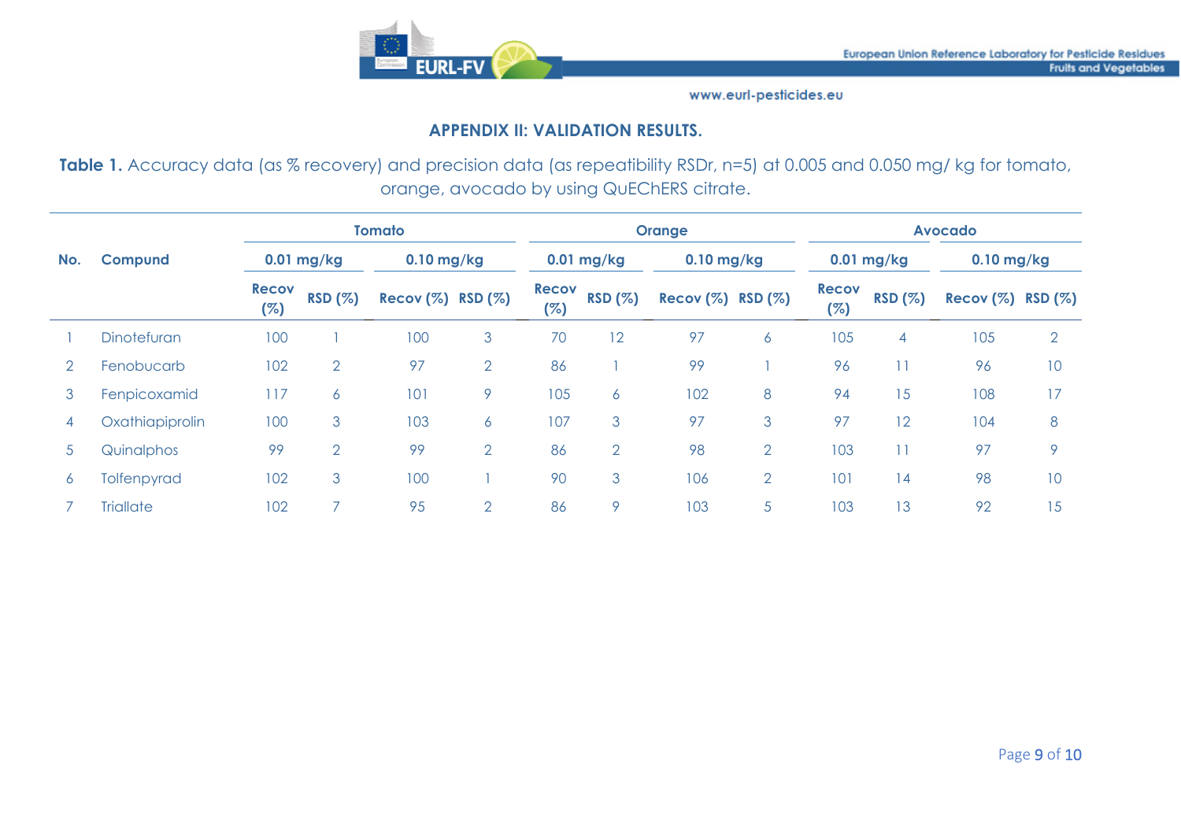## APPENDIX II: VALIDATION RESULTS.

**Table 1.** Accuracy data (as % recovery) and precision data (as repeatability RSDr, n=5) at 0.005 and 0.050 mg/ kg for tomato, orange, avocado by using QuEChERS citrate.

| No. | Compund | Tomato | | | | Orange | | | | Avocado | | | |
|---|---|---|---|---|---|---|---|---|---|---|---|---|---|
| | | 0.01 mg/kg | | 0.10 mg/kg | | 0.01 mg/kg | | 0.10 mg/kg | | 0.01 mg/kg | | 0.10 mg/kg | |
| | | Recov (%) | RSD (%) | Recov (%) | RSD (%) | Recov (%) | RSD (%) | Recov (%) | RSD (%) | Recov (%) | RSD (%) | Recov (%) | RSD (%) |
| 1 | Dinotefuran | 100 | 1 | 100 | 3 | 70 | 12 | 97 | 6 | 105 | 4 | 105 | 2 |
| 2 | Fenobucarb | 102 | 2 | 97 | 2 | 86 | 1 | 99 | 1 | 96 | 11 | 96 | 10 |
| 3 | Fenpicoxamid | 117 | 6 | 101 | 9 | 105 | 6 | 102 | 8 | 94 | 15 | 108 | 17 |
| 4 | Oxathiapiprolin | 100 | 3 | 103 | 6 | 107 | 3 | 97 | 3 | 97 | 12 | 104 | 8 |
| 5 | Quinalphos | 99 | 2 | 99 | 2 | 86 | 2 | 98 | 2 | 103 | 11 | 97 | 9 |
| 6 | Tolfenpyrad | 102 | 3 | 100 | 1 | 90 | 3 | 106 | 2 | 101 | 14 | 98 | 10 |
| 7 | Triallate | 102 | 7 | 95 | 2 | 86 | 9 | 103 | 5 | 103 | 13 | 92 | 15 |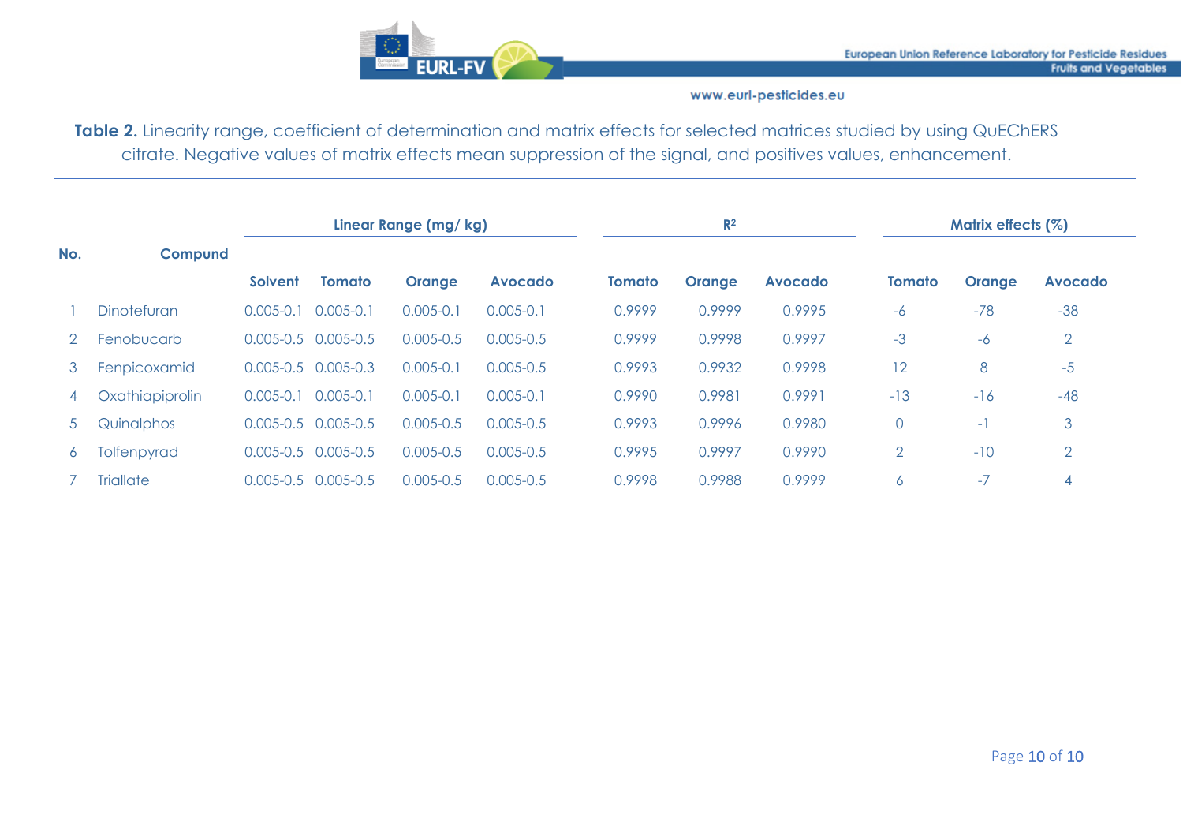**Table 2.** Linearity range, coefficient of determination and matrix effects for selected matrices studied by using QuEChERS citrate. Negative values of matrix effects mean suppression of the signal, and positives values, enhancement.

| No. | Compund | Linear Range (mg/ kg) | | | | $R^2$ | | | Matrix effects (%) | | |
|---|---|---|---|---|---|---|---|---|---|---|---|
| | | Solvent | Tomato | Orange | Avocado | Tomato | Orange | Avocado | Tomato | Orange | Avocado |
| 1 | Dinotefuran | 0.005-0.1 | 0.005-0.1 | 0.005-0.1 | 0.005-0.1 | 0.9999 | 0.9999 | 0.9995 | -6 | -78 | -38 |
| 2 | Fenobucarb | 0.005-0.5 | 0.005-0.5 | 0.005-0.5 | 0.005-0.5 | 0.9999 | 0.9998 | 0.9997 | -3 | -6 | 2 |
| 3 | Fenpicoxamid | 0.005-0.5 | 0.005-0.3 | 0.005-0.1 | 0.005-0.5 | 0.9993 | 0.9932 | 0.9998 | 12 | 8 | -5 |
| 4 | Oxathiapiprolin | 0.005-0.1 | 0.005-0.1 | 0.005-0.1 | 0.005-0.1 | 0.9990 | 0.9981 | 0.9991 | -13 | -16 | -48 |
| 5 | Quinalphos | 0.005-0.5 | 0.005-0.5 | 0.005-0.5 | 0.005-0.5 | 0.9993 | 0.9996 | 0.9980 | 0 | -1 | 3 |
| 6 | Tolfenpyrad | 0.005-0.5 | 0.005-0.5 | 0.005-0.5 | 0.005-0.5 | 0.9995 | 0.9997 | 0.9990 | 2 | -10 | 2 |
| 7 | Triallate | 0.005-0.5 | 0.005-0.5 | 0.005-0.5 | 0.005-0.5 | 0.9998 | 0.9988 | 0.9999 | 6 | -7 | 4 |